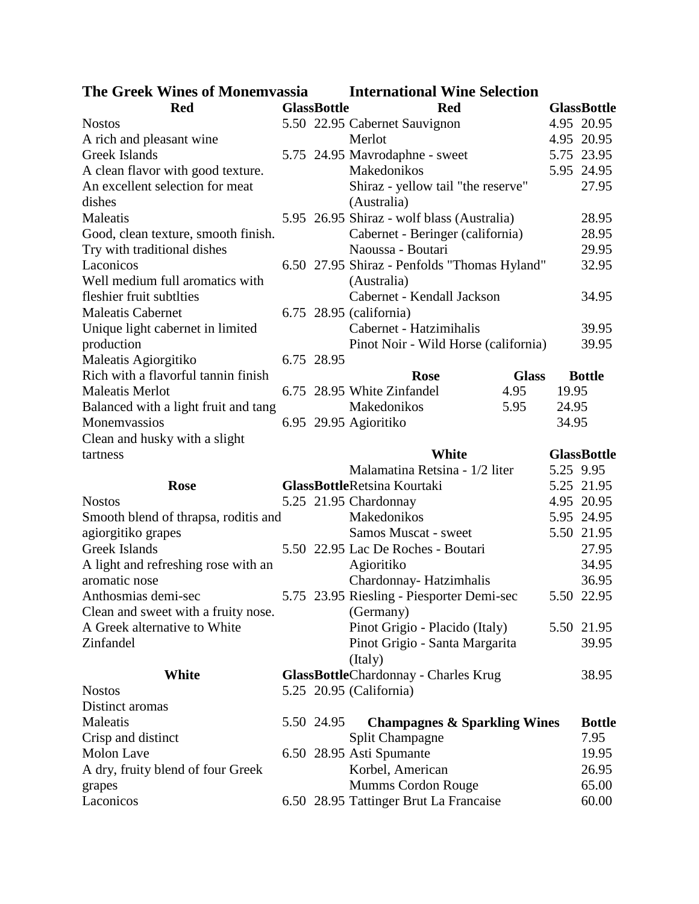## The Greek Wines of Monemvassia

### Red

| Red | Glass | Bottle |
|---|---|---|
| Nostos<br>A rich and pleasant wine | 5.50 | 22.95 |
| Greek Islands<br>A clean flavor with good texture. An excellent selection for meat dishes | 5.75 | 24.95 |
| Maleatis<br>Good, clean texture, smooth finish. Try with traditional dishes | 5.95 | 26.95 |
| Laconicos<br>Well medium full aromatics with fleshier fruit subtlties | 6.50 | 27.95 |
| Maleatis Cabernet<br>Unique light cabernet in limited production | 6.75 | 28.95 |
| Maleatis Agiorgitiko<br>Rich with a flavorful tannin finish | 6.75 | 28.95 |
| Maleatis Merlot<br>Balanced with a light fruit and tang | 6.75 | 28.95 |
| Monemvassios<br>Clean and husky with a slight tartness | 6.95 | 29.95 |

### Rose

| Rose | Glass | Bottle |
|---|---|---|
| Nostos<br>Smooth blend of thrapsa, roditis and agiorgitiko grapes | 5.25 | 21.95 |
| Greek Islands<br>A light and refreshing rose with an aromatic nose | 5.50 | 22.95 |
| Anthosmias demi-sec<br>Clean and sweet with a fruity nose. A Greek alternative to White Zinfandel | 5.75 | 23.95 |

### White

| White | Glass | Bottle |
|---|---|---|
| Nostos<br>Distinct aromas | 5.25 | 20.95 |
| Maleatis<br>Crisp and distinct | 5.50 | 24.95 |
| Molon Lave<br>A dry, fruity blend of four Greek grapes | 6.50 | 28.95 |
| Laconicos | 6.50 | 28.95 |

## International Wine Selection

### Red

| Red | Glass | Bottle |
|---|---|---|
| Cabernet Sauvignon | 4.95 | 20.95 |
| Merlot | 4.95 | 20.95 |
| Mavrodaphne - sweet | 5.75 | 23.95 |
| Makedonikos | 5.95 | 24.95 |
| Shiraz - yellow tail "the reserve" (Australia) | | 27.95 |
| Shiraz - wolf blass (Australia) | | 28.95 |
| Cabernet - Beringer (california) | | 28.95 |
| Naoussa - Boutari | | 29.95 |
| Shiraz - Penfolds "Thomas Hyland" (Australia) | | 32.95 |
| Cabernet - Kendall Jackson (california) | | 34.95 |
| Cabernet - Hatzimihalis | | 39.95 |
| Pinot Noir - Wild Horse (california) | | 39.95 |

### Rose

| Rose | Glass | Bottle |
|---|---|---|
| White Zinfandel | 4.95 | 19.95 |
| Makedonikos | 5.95 | 24.95 |
| Agioritiko | | 34.95 |

### White

| White | Glass | Bottle |
|---|---|---|
| Malamatina Retsina - 1/2 liter | 5.25 | 9.95 |
| Retsina Kourtaki | 5.25 | 21.95 |
| Chardonnay | 4.95 | 20.95 |
| Makedonikos | 5.95 | 24.95 |
| Samos Muscat - sweet | 5.50 | 21.95 |
| Lac De Roches - Boutari | | 27.95 |
| Agioritiko | | 34.95 |
| Chardonnay- Hatzimhalis | | 36.95 |
| Riesling - Piesporter Demi-sec (Germany) | 5.50 | 22.95 |
| Pinot Grigio - Placido (Italy) | 5.50 | 21.95 |
| Pinot Grigio - Santa Margarita (Italy) | | 39.95 |
| Chardonnay - Charles Krug (California) | | 38.95 |

### Champagnes & Sparkling Wines

| Champagnes & Sparkling Wines | Bottle |
|---|---|
| Split Champagne | 7.95 |
| Asti Spumante | 19.95 |
| Korbel, American | 26.95 |
| Mumms Cordon Rouge | 65.00 |
| Tattinger Brut La Francaise | 60.00 |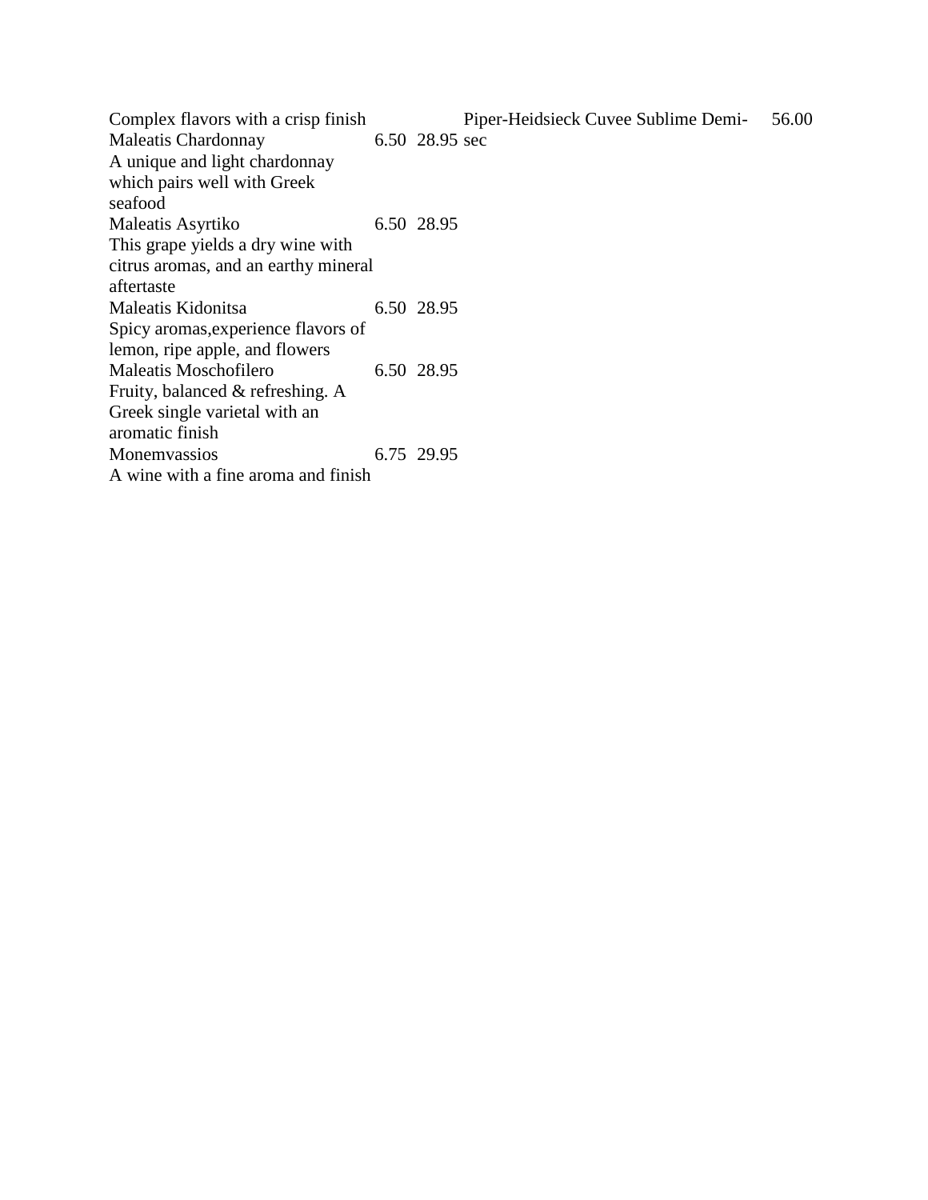Complex flavors with a crisp finish

| | | |
|---|---|---|
| Maleatis Chardonnay | 6.50 | 28.95 |
| A unique and light chardonnay which pairs well with Greek seafood | | |
| Maleatis Asyrtiko | 6.50 | 28.95 |
| This grape yields a dry wine with citrus aromas, and an earthy mineral aftertaste | | |
| Maleatis Kidonitsa | 6.50 | 28.95 |
| Spicy aromas,experience flavors of lemon, ripe apple, and flowers | | |
| Maleatis Moschofilero | 6.50 | 28.95 |
| Fruity, balanced & refreshing. A Greek single varietal with an aromatic finish | | |
| Monemvassios | 6.75 | 29.95 |
| A wine with a fine aroma and finish | | |

| | |
|---|---|
| Piper-Heidsieck Cuvee Sublime Demi-sec | 56.00 |